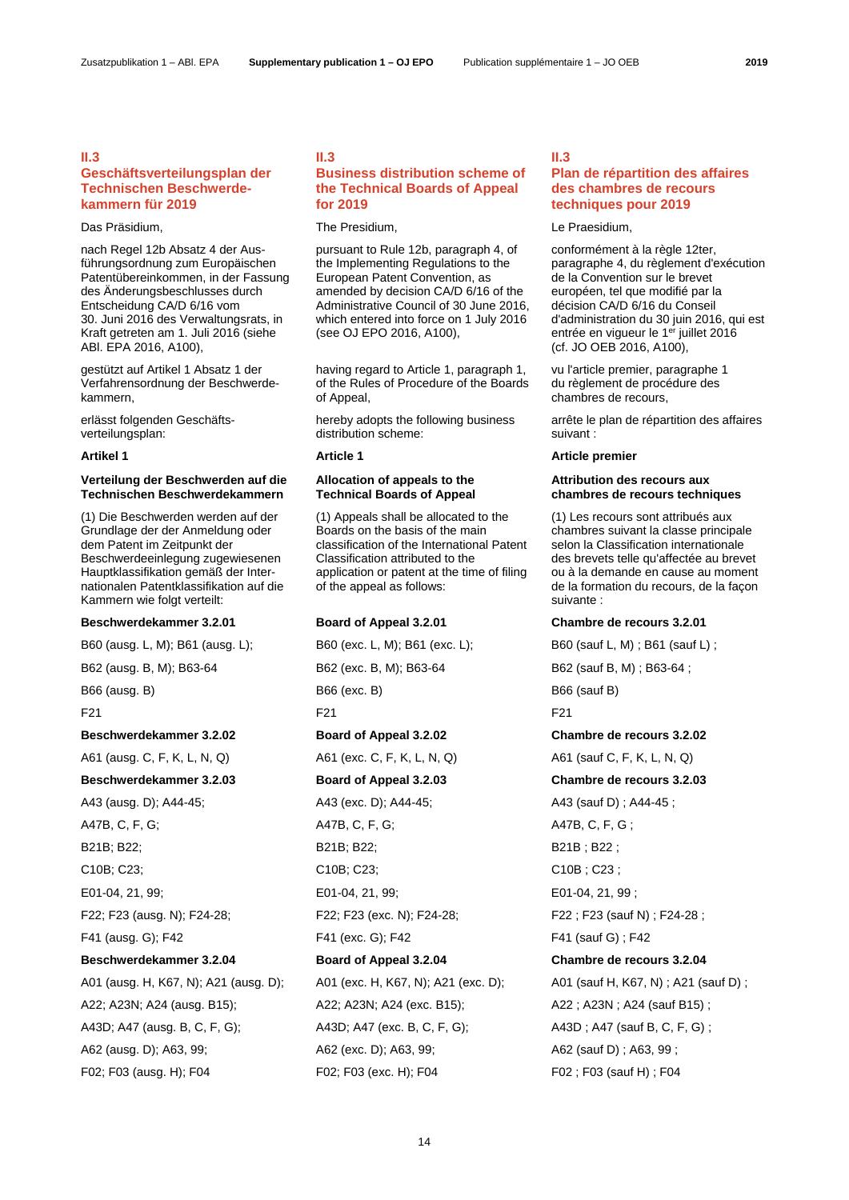## II.3 Geschäftsverteilungsplan der Technischen Beschwerdekammern für 2019

Das Präsidium,

nach Regel 12b Absatz 4 der Ausführungsordnung zum Europäischen Patentübereinkommen, in der Fassung des Änderungsbeschlusses durch Entscheidung CA/D 6/16 vom 30. Juni 2016 des Verwaltungsrats, in Kraft getreten am 1. Juli 2016 (siehe ABl. EPA 2016, A100),

gestützt auf Artikel 1 Absatz 1 der Verfahrensordnung der Beschwerdekammern,

erlässt folgenden Geschäftsverteilungsplan:

**Artikel 1**

**Verteilung der Beschwerden auf die Technischen Beschwerdekammern**

(1) Die Beschwerden werden auf der Grundlage der der Anmeldung oder dem Patent im Zeitpunkt der Beschwerdeeinlegung zugewiesenen Hauptklassifikation gemäß der Internationalen Patentklassifikation auf die Kammern wie folgt verteilt:

**Beschwerdekammer 3.2.01**

B60 (ausg. L, M); B61 (ausg. L);

B62 (ausg. B, M); B63-64

B66 (ausg. B)

F21

**Beschwerdekammer 3.2.02**

A61 (ausg. C, F, K, L, N, Q)

**Beschwerdekammer 3.2.03**

A43 (ausg. D); A44-45;

A47B, C, F, G;

B21B; B22;

C10B; C23;

E01-04, 21, 99;

F22; F23 (ausg. N); F24-28;

F41 (ausg. G); F42

**Beschwerdekammer 3.2.04**

A01 (ausg. H, K67, N); A21 (ausg. D);

A22; A23N; A24 (ausg. B15);

A43D; A47 (ausg. B, C, F, G);

A62 (ausg. D); A63, 99;

F02; F03 (ausg. H); F04

## II.3 Business distribution scheme of the Technical Boards of Appeal for 2019

The Presidium,

pursuant to Rule 12b, paragraph 4, of the Implementing Regulations to the European Patent Convention, as amended by decision CA/D 6/16 of the Administrative Council of 30 June 2016, which entered into force on 1 July 2016 (see OJ EPO 2016, A100),

having regard to Article 1, paragraph 1, of the Rules of Procedure of the Boards of Appeal,

hereby adopts the following business distribution scheme:

**Article 1**

**Allocation of appeals to the Technical Boards of Appeal**

(1) Appeals shall be allocated to the Boards on the basis of the main classification of the International Patent Classification attributed to the application or patent at the time of filing of the appeal as follows:

**Board of Appeal 3.2.01**

B60 (exc. L, M); B61 (exc. L);

B62 (exc. B, M); B63-64

B66 (exc. B)

F21

**Board of Appeal 3.2.02**

A61 (exc. C, F, K, L, N, Q)

**Board of Appeal 3.2.03**

A43 (exc. D); A44-45;

A47B, C, F, G;

B21B; B22;

C10B; C23;

E01-04, 21, 99;

F22; F23 (exc. N); F24-28;

F41 (exc. G); F42

**Board of Appeal 3.2.04**

A01 (exc. H, K67, N); A21 (exc. D);

A22; A23N; A24 (exc. B15);

A43D; A47 (exc. B, C, F, G);

A62 (exc. D); A63, 99;

F02; F03 (exc. H); F04

## II.3 Plan de répartition des affaires des chambres de recours techniques pour 2019

Le Praesidium,

conformément à la règle 12ter, paragraphe 4, du règlement d'exécution de la Convention sur le brevet européen, tel que modifié par la décision CA/D 6/16 du Conseil d'administration du 30 juin 2016, qui est entrée en vigueur le 1er juillet 2016 (cf. JO OEB 2016, A100),

vu l'article premier, paragraphe 1 du règlement de procédure des chambres de recours,

arrête le plan de répartition des affaires suivant :

**Article premier**

**Attribution des recours aux chambres de recours techniques**

(1) Les recours sont attribués aux chambres suivant la classe principale selon la Classification internationale des brevets telle qu'affectée au brevet ou à la demande en cause au moment de la formation du recours, de la façon suivante :

**Chambre de recours 3.2.01**

B60 (sauf L, M) ; B61 (sauf L) ;

B62 (sauf B, M) ; B63-64 ;

B66 (sauf B)

F21

**Chambre de recours 3.2.02**

A61 (sauf C, F, K, L, N, Q)

**Chambre de recours 3.2.03**

A43 (sauf D) ; A44-45 ;

A47B, C, F, G ;

B21B ; B22 ;

C10B ; C23 ;

E01-04, 21, 99 ;

F22 ; F23 (sauf N) ; F24-28 ;

F41 (sauf G) ; F42

**Chambre de recours 3.2.04**

A01 (sauf H, K67, N) ; A21 (sauf D) ;

A22 ; A23N ; A24 (sauf B15) ;

A43D ; A47 (sauf B, C, F, G) ;

A62 (sauf D) ; A63, 99 ;

F02 ; F03 (sauf H) ; F04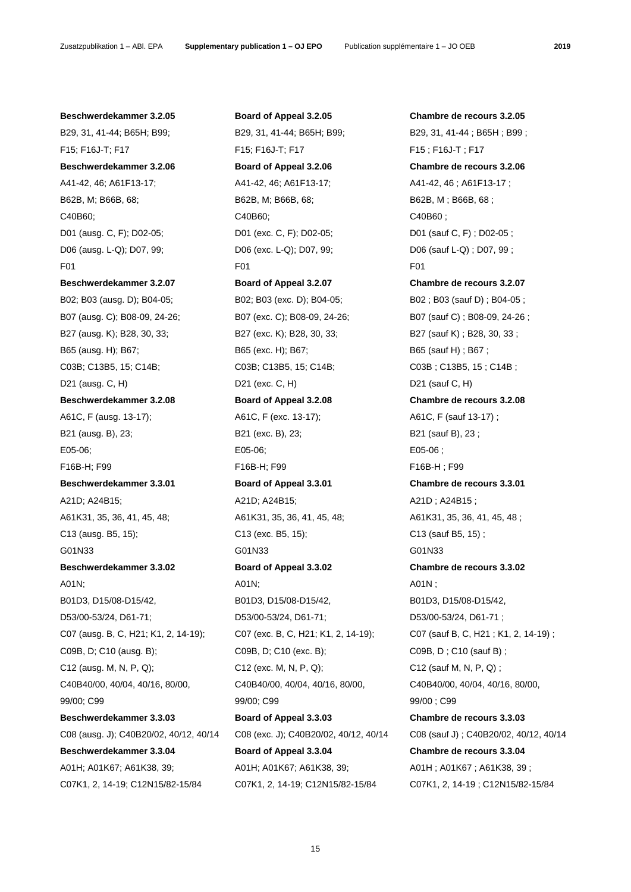**Beschwerdekammer 3.2.05**

B29, 31, 41-44; B65H; B99;
F15; F16J-T; F17

**Beschwerdekammer 3.2.06**

A41-42, 46; A61F13-17;
B62B, M; B66B, 68;
C40B60;
D01 (ausg. C, F); D02-05;
D06 (ausg. L-Q); D07, 99;
F01

**Beschwerdekammer 3.2.07**

B02; B03 (ausg. D); B04-05;
B07 (ausg. C); B08-09, 24-26;
B27 (ausg. K); B28, 30, 33;
B65 (ausg. H); B67;
C03B; C13B5, 15; C14B;
D21 (ausg. C, H)

**Beschwerdekammer 3.2.08**

A61C, F (ausg. 13-17);
B21 (ausg. B), 23;
E05-06;
F16B-H; F99

**Beschwerdekammer 3.3.01**

A21D; A24B15;
A61K31, 35, 36, 41, 45, 48;
C13 (ausg. B5, 15);
G01N33

**Beschwerdekammer 3.3.02**

A01N;
B01D3, D15/08-D15/42,
D53/00-53/24, D61-71;
C07 (ausg. B, C, H21; K1, 2, 14-19);
C09B, D; C10 (ausg. B);
C12 (ausg. M, N, P, Q);
C40B40/00, 40/04, 40/16, 80/00,
99/00; C99

**Beschwerdekammer 3.3.03**

C08 (ausg. J); C40B20/02, 40/12, 40/14

**Beschwerdekammer 3.3.04**

A01H; A01K67; A61K38, 39;
C07K1, 2, 14-19; C12N15/82-15/84

**Board of Appeal 3.2.05**

B29, 31, 41-44; B65H; B99;
F15; F16J-T; F17

**Board of Appeal 3.2.06**

A41-42, 46; A61F13-17;
B62B, M; B66B, 68;
C40B60;
D01 (exc. C, F); D02-05;
D06 (exc. L-Q); D07, 99;
F01

**Board of Appeal 3.2.07**

B02; B03 (exc. D); B04-05;
B07 (exc. C); B08-09, 24-26;
B27 (exc. K); B28, 30, 33;
B65 (exc. H); B67;
C03B; C13B5, 15; C14B;
D21 (exc. C, H)

**Board of Appeal 3.2.08**

A61C, F (exc. 13-17);
B21 (exc. B), 23;
E05-06;
F16B-H; F99

**Board of Appeal 3.3.01**

A21D; A24B15;
A61K31, 35, 36, 41, 45, 48;
C13 (exc. B5, 15);
G01N33

**Board of Appeal 3.3.02**

A01N;
B01D3, D15/08-D15/42,
D53/00-53/24, D61-71;
C07 (exc. B, C, H21; K1, 2, 14-19);
C09B, D; C10 (exc. B);
C12 (exc. M, N, P, Q);
C40B40/00, 40/04, 40/16, 80/00,
99/00; C99

**Board of Appeal 3.3.03**

C08 (exc. J); C40B20/02, 40/12, 40/14

**Board of Appeal 3.3.04**

A01H; A01K67; A61K38, 39;
C07K1, 2, 14-19; C12N15/82-15/84

**Chambre de recours 3.2.05**

B29, 31, 41-44 ; B65H ; B99 ;
F15 ; F16J-T ; F17

**Chambre de recours 3.2.06**

A41-42, 46 ; A61F13-17 ;
B62B, M ; B66B, 68 ;
C40B60 ;
D01 (sauf C, F) ; D02-05 ;
D06 (sauf L-Q) ; D07, 99 ;
F01

**Chambre de recours 3.2.07**

B02 ; B03 (sauf D) ; B04-05 ;
B07 (sauf C) ; B08-09, 24-26 ;
B27 (sauf K) ; B28, 30, 33 ;
B65 (sauf H) ; B67 ;
C03B ; C13B5, 15 ; C14B ;
D21 (sauf C, H)

**Chambre de recours 3.2.08**

A61C, F (sauf 13-17) ;
B21 (sauf B), 23 ;
E05-06 ;
F16B-H ; F99

**Chambre de recours 3.3.01**

A21D ; A24B15 ;
A61K31, 35, 36, 41, 45, 48 ;
C13 (sauf B5, 15) ;
G01N33

**Chambre de recours 3.3.02**

A01N ;
B01D3, D15/08-D15/42,
D53/00-53/24, D61-71 ;
C07 (sauf B, C, H21 ; K1, 2, 14-19) ;
C09B, D ; C10 (sauf B) ;
C12 (sauf M, N, P, Q) ;
C40B40/00, 40/04, 40/16, 80/00,
99/00 ; C99

**Chambre de recours 3.3.03**

C08 (sauf J) ; C40B20/02, 40/12, 40/14

**Chambre de recours 3.3.04**

A01H ; A01K67 ; A61K38, 39 ;
C07K1, 2, 14-19 ; C12N15/82-15/84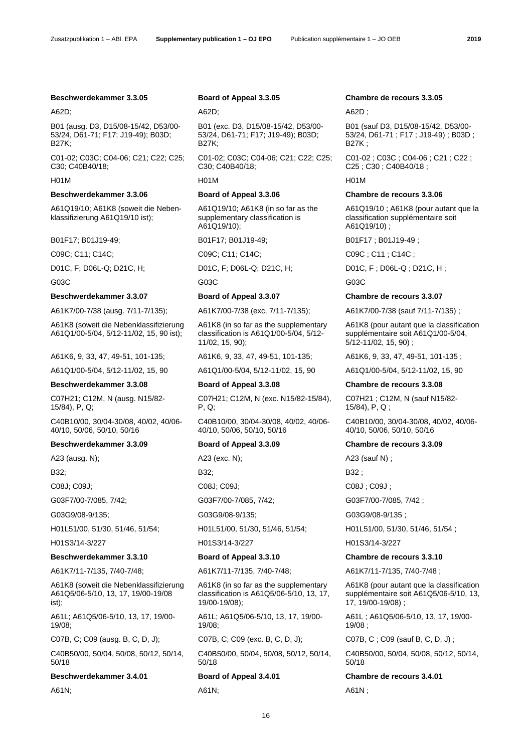**Beschwerdekammer 3.3.05**

A62D;

B01 (ausg. D3, D15/08-15/42, D53/00-53/24, D61-71; F17; J19-49); B03D; B27K;

C01-02; C03C; C04-06; C21; C22; C25; C30; C40B40/18;

H01M

**Beschwerdekammer 3.3.06**

A61Q19/10; A61K8 (soweit die Nebenklassifizierung A61Q19/10 ist);

B01F17; B01J19-49;

C09C; C11; C14C;

D01C, F; D06L-Q; D21C, H;

G03C

**Beschwerdekammer 3.3.07**

A61K7/00-7/38 (ausg. 7/11-7/135);

A61K8 (soweit die Nebenklassifizierung A61Q1/00-5/04, 5/12-11/02, 15, 90 ist);

A61K6, 9, 33, 47, 49-51, 101-135;

A61Q1/00-5/04, 5/12-11/02, 15, 90

**Beschwerdekammer 3.3.08**

C07H21; C12M, N (ausg. N15/82-15/84), P, Q;

C40B10/00, 30/04-30/08, 40/02, 40/06-40/10, 50/06, 50/10, 50/16

**Beschwerdekammer 3.3.09**

A23 (ausg. N);

B32;

C08J; C09J;

G03F7/00-7/085, 7/42;

G03G9/08-9/135;

H01L51/00, 51/30, 51/46, 51/54;

H01S3/14-3/227

**Beschwerdekammer 3.3.10**

A61K7/11-7/135, 7/40-7/48;

A61K8 (soweit die Nebenklassifizierung A61Q5/06-5/10, 13, 17, 19/00-19/08 ist);

A61L; A61Q5/06-5/10, 13, 17, 19/00-19/08;

C07B, C; C09 (ausg. B, C, D, J);

C40B50/00, 50/04, 50/08, 50/12, 50/14, 50/18

**Beschwerdekammer 3.4.01**

A61N;

**Board of Appeal 3.3.05**

A62D;

B01 (exc. D3, D15/08-15/42, D53/00-53/24, D61-71; F17; J19-49); B03D; B27K;

C01-02; C03C; C04-06; C21; C22; C25; C30; C40B40/18;

H01M

**Board of Appeal 3.3.06**

A61Q19/10; A61K8 (in so far as the supplementary classification is A61Q19/10);

B01F17; B01J19-49;

C09C; C11; C14C;

D01C, F; D06L-Q; D21C, H;

G03C

**Board of Appeal 3.3.07**

A61K7/00-7/38 (exc. 7/11-7/135);

A61K8 (in so far as the supplementary classification is A61Q1/00-5/04, 5/12-11/02, 15, 90);

A61K6, 9, 33, 47, 49-51, 101-135;

A61Q1/00-5/04, 5/12-11/02, 15, 90

**Board of Appeal 3.3.08**

C07H21; C12M, N (exc. N15/82-15/84), P, Q;

C40B10/00, 30/04-30/08, 40/02, 40/06-40/10, 50/06, 50/10, 50/16

**Board of Appeal 3.3.09**

A23 (exc. N);

B32;

C08J; C09J;

G03F7/00-7/085, 7/42;

G03G9/08-9/135;

H01L51/00, 51/30, 51/46, 51/54;

H01S3/14-3/227

**Board of Appeal 3.3.10**

A61K7/11-7/135, 7/40-7/48;

A61K8 (in so far as the supplementary classification is A61Q5/06-5/10, 13, 17, 19/00-19/08);

A61L; A61Q5/06-5/10, 13, 17, 19/00-19/08;

C07B, C; C09 (exc. B, C, D, J);

C40B50/00, 50/04, 50/08, 50/12, 50/14, 50/18

**Board of Appeal 3.4.01**

A61N;

**Chambre de recours 3.3.05**

A62D ;

B01 (sauf D3, D15/08-15/42, D53/00-53/24, D61-71 ; F17 ; J19-49) ; B03D ; B27K ;

C01-02 ; C03C ; C04-06 ; C21 ; C22 ; C25 ; C30 ; C40B40/18 ;

H01M

**Chambre de recours 3.3.06**

A61Q19/10 ; A61K8 (pour autant que la classification supplémentaire soit A61Q19/10) ;

B01F17 ; B01J19-49 ;

C09C ; C11 ; C14C ;

D01C, F ; D06L-Q ; D21C, H ;

G03C

**Chambre de recours 3.3.07**

A61K7/00-7/38 (sauf 7/11-7/135) ;

A61K8 (pour autant que la classification supplémentaire soit A61Q1/00-5/04, 5/12-11/02, 15, 90) ;

A61K6, 9, 33, 47, 49-51, 101-135 ;

A61Q1/00-5/04, 5/12-11/02, 15, 90

**Chambre de recours 3.3.08**

C07H21 ; C12M, N (sauf N15/82-15/84), P, Q ;

C40B10/00, 30/04-30/08, 40/02, 40/06-40/10, 50/06, 50/10, 50/16

**Chambre de recours 3.3.09**

A23 (sauf N) ;

B32 ;

C08J ; C09J ;

G03F7/00-7/085, 7/42 ;

G03G9/08-9/135 ;

H01L51/00, 51/30, 51/46, 51/54 ;

H01S3/14-3/227

**Chambre de recours 3.3.10**

A61K7/11-7/135, 7/40-7/48 ;

A61K8 (pour autant que la classification supplémentaire soit A61Q5/06-5/10, 13, 17, 19/00-19/08) ;

A61L ; A61Q5/06-5/10, 13, 17, 19/00-19/08 ;

C07B, C ; C09 (sauf B, C, D, J) ;

C40B50/00, 50/04, 50/08, 50/12, 50/14, 50/18

**Chambre de recours 3.4.01**

A61N ;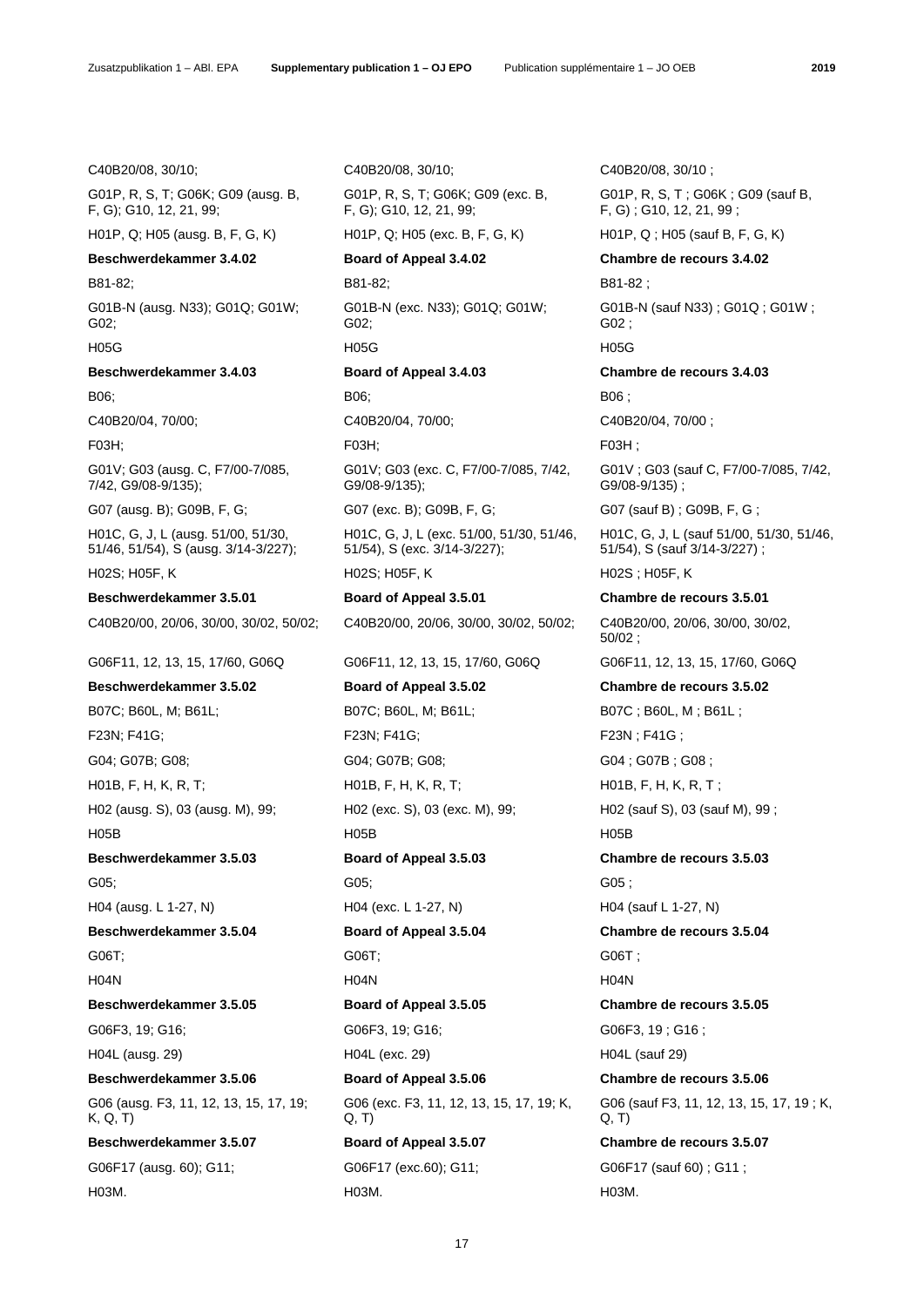C40B20/08, 30/10;

G01P, R, S, T; G06K; G09 (ausg. B, F, G); G10, 12, 21, 99;

H01P, Q; H05 (ausg. B, F, G, K)

**Beschwerdekammer 3.4.02**

B81-82;

G01B-N (ausg. N33); G01Q; G01W; G02;

H05G

**Beschwerdekammer 3.4.03**

B06;

C40B20/04, 70/00;

F03H;

G01V; G03 (ausg. C, F7/00-7/085, 7/42, G9/08-9/135);

G07 (ausg. B); G09B, F, G;

H01C, G, J, L (ausg. 51/00, 51/30, 51/46, 51/54), S (ausg. 3/14-3/227);

H02S; H05F, K

**Beschwerdekammer 3.5.01**

C40B20/00, 20/06, 30/00, 30/02, 50/02;

G06F11, 12, 13, 15, 17/60, G06Q

**Beschwerdekammer 3.5.02**

B07C; B60L, M; B61L;

F23N; F41G;

G04; G07B; G08;

H01B, F, H, K, R, T;

H02 (ausg. S), 03 (ausg. M), 99;

H05B

**Beschwerdekammer 3.5.03**

G05;

H04 (ausg. L 1-27, N)

**Beschwerdekammer 3.5.04**

G06T;

H04N

**Beschwerdekammer 3.5.05**

G06F3, 19; G16;

H04L (ausg. 29)

**Beschwerdekammer 3.5.06**

G06 (ausg. F3, 11, 12, 13, 15, 17, 19; K, Q, T)

**Beschwerdekammer 3.5.07**

G06F17 (ausg. 60); G11;

H03M.

C40B20/08, 30/10;

G01P, R, S, T; G06K; G09 (exc. B, F, G); G10, 12, 21, 99;

H01P, Q; H05 (exc. B, F, G, K)

**Board of Appeal 3.4.02**

B81-82;

G01B-N (exc. N33); G01Q; G01W; G02;

H05G

**Board of Appeal 3.4.03**

B06;

C40B20/04, 70/00;

F03H;

G01V; G03 (exc. C, F7/00-7/085, 7/42, G9/08-9/135);

G07 (exc. B); G09B, F, G;

H01C, G, J, L (exc. 51/00, 51/30, 51/46, 51/54), S (exc. 3/14-3/227);

H02S; H05F, K

**Board of Appeal 3.5.01**

C40B20/00, 20/06, 30/00, 30/02, 50/02;

G06F11, 12, 13, 15, 17/60, G06Q

**Board of Appeal 3.5.02**

B07C; B60L, M; B61L;

F23N; F41G;

G04; G07B; G08;

H01B, F, H, K, R, T;

H02 (exc. S), 03 (exc. M), 99;

H05B

**Board of Appeal 3.5.03**

G05;

H04 (exc. L 1-27, N)

**Board of Appeal 3.5.04**

G06T;

H04N

**Board of Appeal 3.5.05**

G06F3, 19; G16;

H04L (exc. 29)

**Board of Appeal 3.5.06**

G06 (exc. F3, 11, 12, 13, 15, 17, 19; K, Q, T)

**Board of Appeal 3.5.07**

G06F17 (exc.60); G11;

H03M.

C40B20/08, 30/10 ;

G01P, R, S, T ; G06K ; G09 (sauf B, F, G) ; G10, 12, 21, 99 ;

H01P, Q ; H05 (sauf B, F, G, K)

**Chambre de recours 3.4.02**

B81-82 ;

G01B-N (sauf N33) ; G01Q ; G01W ; G02 ;

H05G

**Chambre de recours 3.4.03**

B06 ;

C40B20/04, 70/00 ;

F03H ;

G01V ; G03 (sauf C, F7/00-7/085, 7/42, G9/08-9/135) ;

G07 (sauf B) ; G09B, F, G ;

H01C, G, J, L (sauf 51/00, 51/30, 51/46, 51/54), S (sauf 3/14-3/227) ;

H02S ; H05F, K

**Chambre de recours 3.5.01**

C40B20/00, 20/06, 30/00, 30/02, 50/02 ;

G06F11, 12, 13, 15, 17/60, G06Q

**Chambre de recours 3.5.02**

B07C ; B60L, M ; B61L ;

F23N ; F41G ;

G04 ; G07B ; G08 ;

H01B, F, H, K, R, T ;

H02 (sauf S), 03 (sauf M), 99 ;

H05B

**Chambre de recours 3.5.03**

G05 ;

H04 (sauf L 1-27, N)

**Chambre de recours 3.5.04**

G06T ;

H04N

**Chambre de recours 3.5.05**

G06F3, 19 ; G16 ;

H04L (sauf 29)

**Chambre de recours 3.5.06**

G06 (sauf F3, 11, 12, 13, 15, 17, 19 ; K, Q, T)

**Chambre de recours 3.5.07**

G06F17 (sauf 60) ; G11 ;

H03M.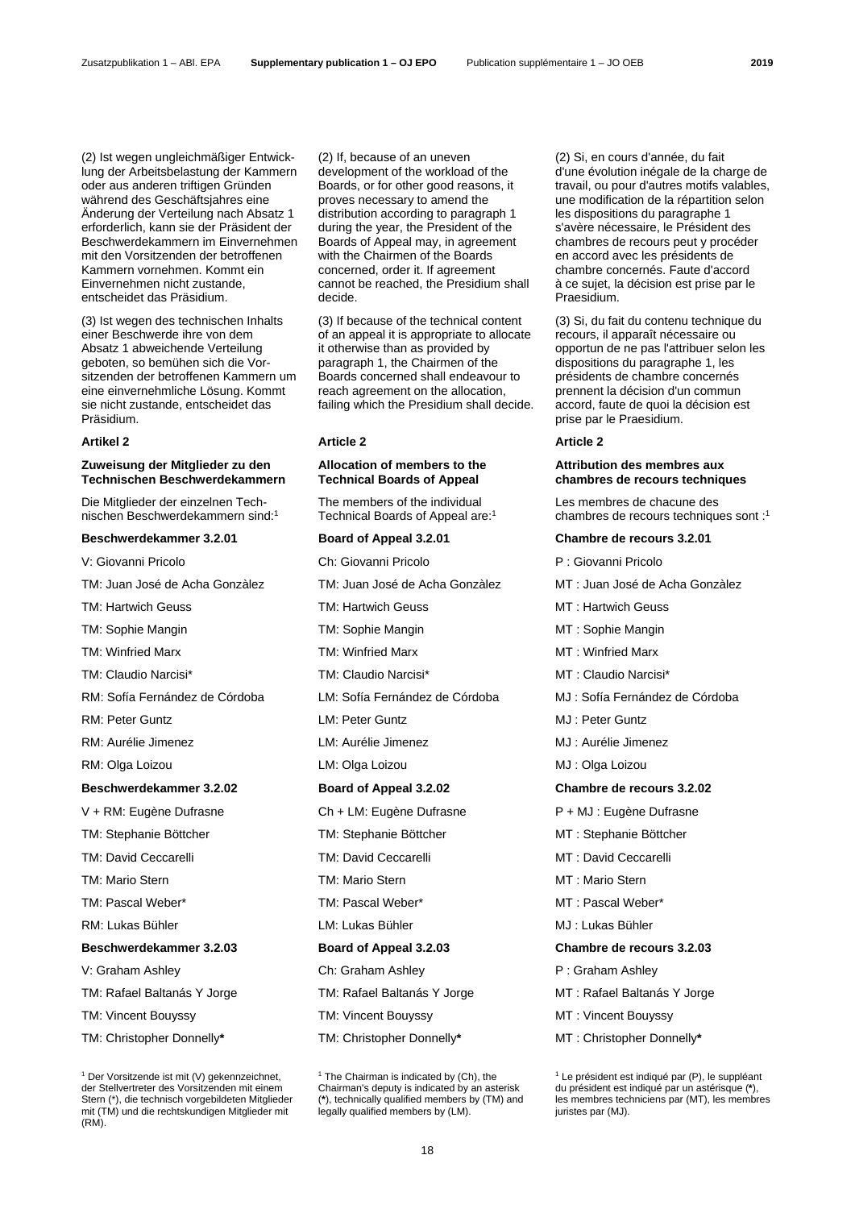(2) Ist wegen ungleichmäßiger Entwicklung der Arbeitsbelastung der Kammern oder aus anderen triftigen Gründen während des Geschäftsjahres eine Änderung der Verteilung nach Absatz 1 erforderlich, kann sie der Präsident der Beschwerdekammern im Einvernehmen mit den Vorsitzenden der betroffenen Kammern vornehmen. Kommt ein Einvernehmen nicht zustande, entscheidet das Präsidium.

(3) Ist wegen des technischen Inhalts einer Beschwerde ihre von dem Absatz 1 abweichende Verteilung geboten, so bemühen sich die Vorsitzenden der betroffenen Kammern um eine einvernehmliche Lösung. Kommt sie nicht zustande, entscheidet das Präsidium.

**Artikel 2**

**Zuweisung der Mitglieder zu den Technischen Beschwerdekammern**

Die Mitglieder der einzelnen Technischen Beschwerdekammern sind:[1]

**Beschwerdekammer 3.2.01**

V: Giovanni Pricolo

TM: Juan José de Acha Gonzàlez

TM: Hartwich Geuss

TM: Sophie Mangin

TM: Winfried Marx

TM: Claudio Narcisi*

RM: Sofía Fernández de Córdoba

RM: Peter Guntz

RM: Aurélie Jimenez

RM: Olga Loizou

**Beschwerdekammer 3.2.02**

V + RM: Eugène Dufrasne

TM: Stephanie Böttcher

TM: David Ceccarelli

TM: Mario Stern

TM: Pascal Weber*

RM: Lukas Bühler

**Beschwerdekammer 3.2.03**

V: Graham Ashley

TM: Rafael Baltanás Y Jorge

TM: Vincent Bouyssy

TM: Christopher Donnelly*

[1] Der Vorsitzende ist mit (V) gekennzeichnet, der Stellvertreter des Vorsitzenden mit einem Stern (*), die technisch vorgebildeten Mitglieder mit (TM) und die rechtskundigen Mitglieder mit (RM).

(2) If, because of an uneven development of the workload of the Boards, or for other good reasons, it proves necessary to amend the distribution according to paragraph 1 during the year, the President of the Boards of Appeal may, in agreement with the Chairmen of the Boards concerned, order it. If agreement cannot be reached, the Presidium shall decide.

(3) If because of the technical content of an appeal it is appropriate to allocate it otherwise than as provided by paragraph 1, the Chairmen of the Boards concerned shall endeavour to reach agreement on the allocation, failing which the Presidium shall decide.

**Article 2**

**Allocation of members to the Technical Boards of Appeal**

The members of the individual Technical Boards of Appeal are:[1]

**Board of Appeal 3.2.01**

Ch: Giovanni Pricolo

TM: Juan José de Acha Gonzàlez

TM: Hartwich Geuss

TM: Sophie Mangin

TM: Winfried Marx

TM: Claudio Narcisi*

LM: Sofía Fernández de Córdoba

LM: Peter Guntz

LM: Aurélie Jimenez

LM: Olga Loizou

**Board of Appeal 3.2.02**

Ch + LM: Eugène Dufrasne

TM: Stephanie Böttcher

TM: David Ceccarelli

TM: Mario Stern

TM: Pascal Weber*

LM: Lukas Bühler

**Board of Appeal 3.2.03**

Ch: Graham Ashley

TM: Rafael Baltanás Y Jorge

TM: Vincent Bouyssy

TM: Christopher Donnelly*

[1] The Chairman is indicated by (Ch), the Chairman's deputy is indicated by an asterisk (*), technically qualified members by (TM) and legally qualified members by (LM).

(2) Si, en cours d'année, du fait d'une évolution inégale de la charge de travail, ou pour d'autres motifs valables, une modification de la répartition selon les dispositions du paragraphe 1 s'avère nécessaire, le Président des chambres de recours peut y procéder en accord avec les présidents de chambre concernés. Faute d'accord à ce sujet, la décision est prise par le Praesidium.

(3) Si, du fait du contenu technique du recours, il apparaît nécessaire ou opportun de ne pas l'attribuer selon les dispositions du paragraphe 1, les présidents de chambre concernés prennent la décision d'un commun accord, faute de quoi la décision est prise par le Praesidium.

**Article 2**

**Attribution des membres aux chambres de recours techniques**

Les membres de chacune des chambres de recours techniques sont :[1]

**Chambre de recours 3.2.01**

P : Giovanni Pricolo

MT : Juan José de Acha Gonzàlez

MT : Hartwich Geuss

MT : Sophie Mangin

MT : Winfried Marx

MT : Claudio Narcisi*

MJ : Sofía Fernández de Córdoba

MJ : Peter Guntz

MJ : Aurélie Jimenez

MJ : Olga Loizou

**Chambre de recours 3.2.02**

P + MJ : Eugène Dufrasne

MT : Stephanie Böttcher

MT : David Ceccarelli

MT : Mario Stern

MT : Pascal Weber*

MJ : Lukas Bühler

**Chambre de recours 3.2.03**

P : Graham Ashley

MT : Rafael Baltanás Y Jorge

MT : Vincent Bouyssy

MT : Christopher Donnelly*

[1] Le président est indiqué par (P), le suppléant du président est indiqué par un astérisque (*), les membres techniciens par (MT), les membres juristes par (MJ).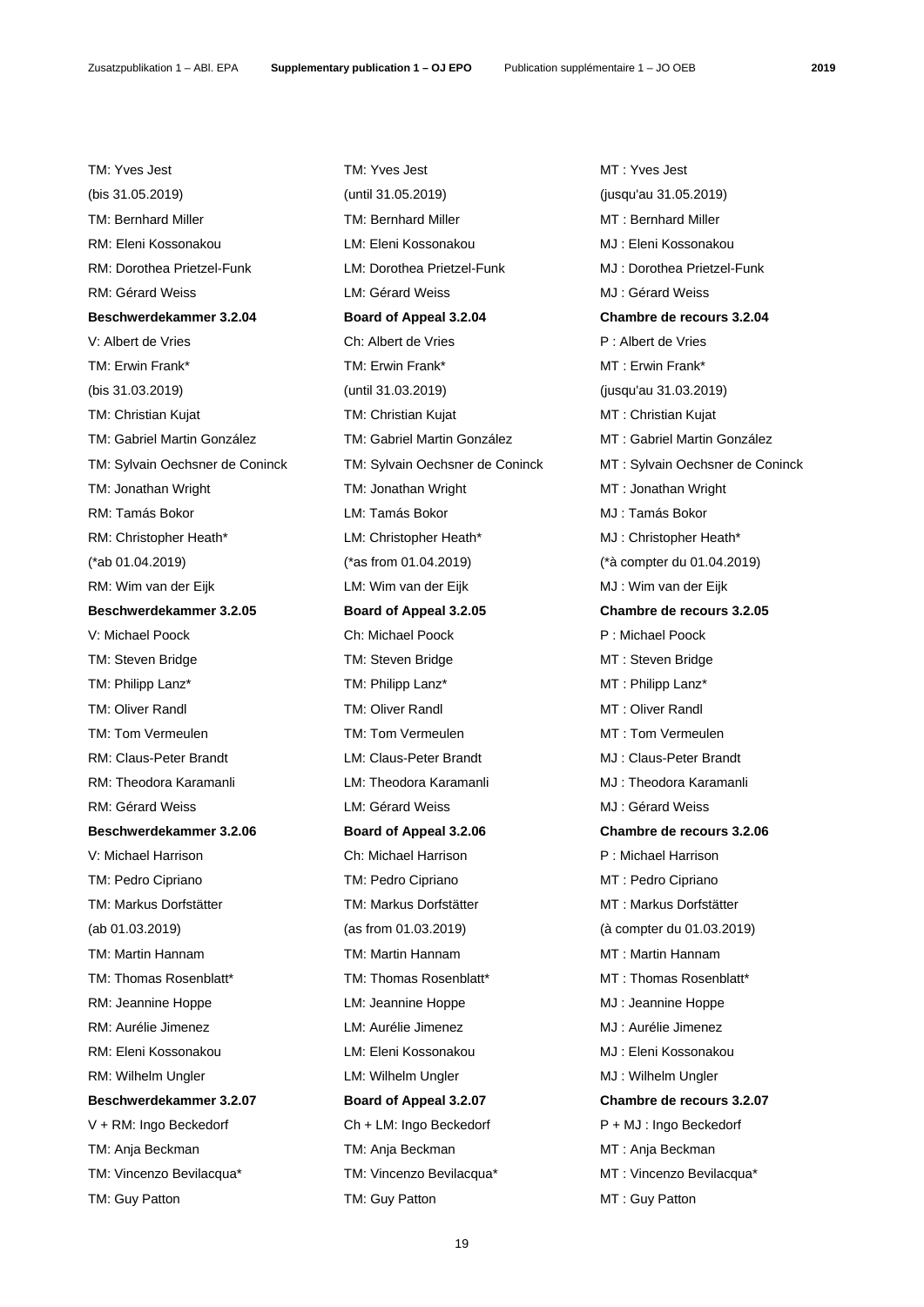TM: Yves Jest
(bis 31.05.2019)
TM: Bernhard Miller
RM: Eleni Kossonakou
RM: Dorothea Prietzel-Funk
RM: Gérard Weiss

**Beschwerdekammer 3.2.04**

V: Albert de Vries
TM: Erwin Frank*
(bis 31.03.2019)
TM: Christian Kujat
TM: Gabriel Martin González
TM: Sylvain Oechsner de Coninck
TM: Jonathan Wright
RM: Tamás Bokor
RM: Christopher Heath*
(*ab 01.04.2019)
RM: Wim van der Eijk

**Beschwerdekammer 3.2.05**

V: Michael Poock
TM: Steven Bridge
TM: Philipp Lanz*
TM: Oliver Randl
TM: Tom Vermeulen
RM: Claus-Peter Brandt
RM: Theodora Karamanli
RM: Gérard Weiss

**Beschwerdekammer 3.2.06**

V: Michael Harrison
TM: Pedro Cipriano
TM: Markus Dorfstätter
(ab 01.03.2019)
TM: Martin Hannam
TM: Thomas Rosenblatt*
RM: Jeannine Hoppe
RM: Aurélie Jimenez
RM: Eleni Kossonakou
RM: Wilhelm Ungler

**Beschwerdekammer 3.2.07**

V + RM: Ingo Beckedorf
TM: Anja Beckman
TM: Vincenzo Bevilacqua*
TM: Guy Patton

TM: Yves Jest
(until 31.05.2019)
TM: Bernhard Miller
LM: Eleni Kossonakou
LM: Dorothea Prietzel-Funk
LM: Gérard Weiss

**Board of Appeal 3.2.04**

Ch: Albert de Vries
TM: Erwin Frank*
(until 31.03.2019)
TM: Christian Kujat
TM: Gabriel Martin González
TM: Sylvain Oechsner de Coninck
TM: Jonathan Wright
LM: Tamás Bokor
LM: Christopher Heath*
(*as from 01.04.2019)
LM: Wim van der Eijk

**Board of Appeal 3.2.05**

Ch: Michael Poock
TM: Steven Bridge
TM: Philipp Lanz*
TM: Oliver Randl
TM: Tom Vermeulen
LM: Claus-Peter Brandt
LM: Theodora Karamanli
LM: Gérard Weiss

**Board of Appeal 3.2.06**

Ch: Michael Harrison
TM: Pedro Cipriano
TM: Markus Dorfstätter
(as from 01.03.2019)
TM: Martin Hannam
TM: Thomas Rosenblatt*
LM: Jeannine Hoppe
LM: Aurélie Jimenez
LM: Eleni Kossonakou
LM: Wilhelm Ungler

**Board of Appeal 3.2.07**

Ch + LM: Ingo Beckedorf
TM: Anja Beckman
TM: Vincenzo Bevilacqua*
TM: Guy Patton

MT : Yves Jest
(jusqu'au 31.05.2019)
MT : Bernhard Miller
MJ : Eleni Kossonakou
MJ : Dorothea Prietzel-Funk
MJ : Gérard Weiss

**Chambre de recours 3.2.04**

P : Albert de Vries
MT : Erwin Frank*
(jusqu'au 31.03.2019)
MT : Christian Kujat
MT : Gabriel Martin González
MT : Sylvain Oechsner de Coninck
MT : Jonathan Wright
MJ : Tamás Bokor
MJ : Christopher Heath*
(*à compter du 01.04.2019)
MJ : Wim van der Eijk

**Chambre de recours 3.2.05**

P : Michael Poock
MT : Steven Bridge
MT : Philipp Lanz*
MT : Oliver Randl
MT : Tom Vermeulen
MJ : Claus-Peter Brandt
MJ : Theodora Karamanli
MJ : Gérard Weiss

**Chambre de recours 3.2.06**

P : Michael Harrison
MT : Pedro Cipriano
MT : Markus Dorfstätter
(à compter du 01.03.2019)
MT : Martin Hannam
MT : Thomas Rosenblatt*
MJ : Jeannine Hoppe
MJ : Aurélie Jimenez
MJ : Eleni Kossonakou
MJ : Wilhelm Ungler

**Chambre de recours 3.2.07**

P + MJ : Ingo Beckedorf
MT : Anja Beckman
MT : Vincenzo Bevilacqua*
MT : Guy Patton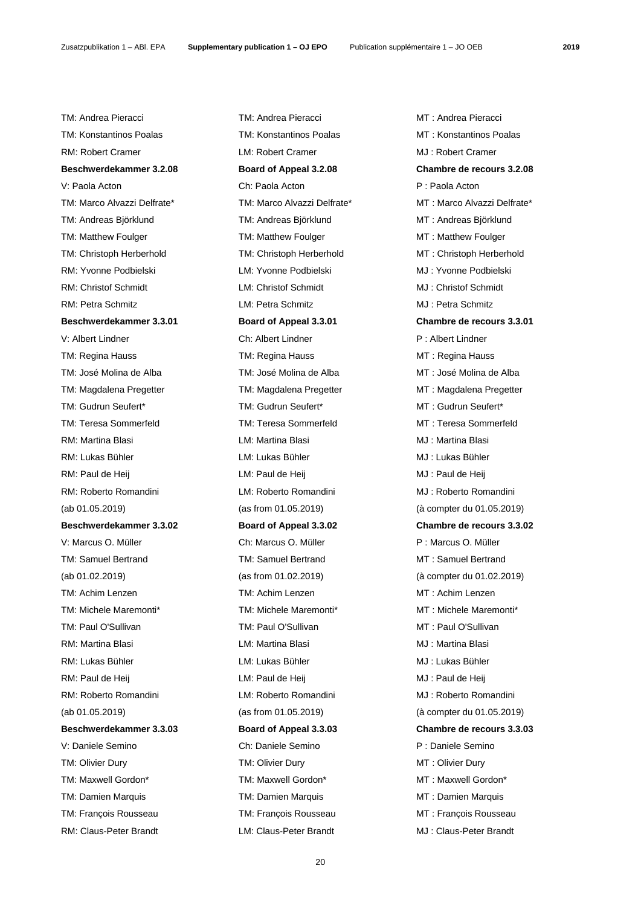| | | |
|---|---|---|
| TM: Andrea Pieracci | TM: Andrea Pieracci | MT : Andrea Pieracci |
| TM: Konstantinos Poalas | TM: Konstantinos Poalas | MT : Konstantinos Poalas |
| RM: Robert Cramer | LM: Robert Cramer | MJ : Robert Cramer |
| **Beschwerdekammer 3.2.08** | **Board of Appeal 3.2.08** | **Chambre de recours 3.2.08** |
| V: Paola Acton | Ch: Paola Acton | P : Paola Acton |
| TM: Marco Alvazzi Delfrate* | TM: Marco Alvazzi Delfrate* | MT : Marco Alvazzi Delfrate* |
| TM: Andreas Björklund | TM: Andreas Björklund | MT : Andreas Björklund |
| TM: Matthew Foulger | TM: Matthew Foulger | MT : Matthew Foulger |
| TM: Christoph Herberhold | TM: Christoph Herberhold | MT : Christoph Herberhold |
| RM: Yvonne Podbielski | LM: Yvonne Podbielski | MJ : Yvonne Podbielski |
| RM: Christof Schmidt | LM: Christof Schmidt | MJ : Christof Schmidt |
| RM: Petra Schmitz | LM: Petra Schmitz | MJ : Petra Schmitz |
| **Beschwerdekammer 3.3.01** | **Board of Appeal 3.3.01** | **Chambre de recours 3.3.01** |
| V: Albert Lindner | Ch: Albert Lindner | P : Albert Lindner |
| TM: Regina Hauss | TM: Regina Hauss | MT : Regina Hauss |
| TM: José Molina de Alba | TM: José Molina de Alba | MT : José Molina de Alba |
| TM: Magdalena Pregetter | TM: Magdalena Pregetter | MT : Magdalena Pregetter |
| TM: Gudrun Seufert* | TM: Gudrun Seufert* | MT : Gudrun Seufert* |
| TM: Teresa Sommerfeld | TM: Teresa Sommerfeld | MT : Teresa Sommerfeld |
| RM: Martina Blasi | LM: Martina Blasi | MJ : Martina Blasi |
| RM: Lukas Bühler | LM: Lukas Bühler | MJ : Lukas Bühler |
| RM: Paul de Heij | LM: Paul de Heij | MJ : Paul de Heij |
| RM: Roberto Romandini (ab 01.05.2019) | LM: Roberto Romandini (as from 01.05.2019) | MJ : Roberto Romandini (à compter du 01.05.2019) |
| **Beschwerdekammer 3.3.02** | **Board of Appeal 3.3.02** | **Chambre de recours 3.3.02** |
| V: Marcus O. Müller | Ch: Marcus O. Müller | P : Marcus O. Müller |
| TM: Samuel Bertrand (ab 01.02.2019) | TM: Samuel Bertrand (as from 01.02.2019) | MT : Samuel Bertrand (à compter du 01.02.2019) |
| TM: Achim Lenzen | TM: Achim Lenzen | MT : Achim Lenzen |
| TM: Michele Maremonti* | TM: Michele Maremonti* | MT : Michele Maremonti* |
| TM: Paul O'Sullivan | TM: Paul O'Sullivan | MT : Paul O'Sullivan |
| RM: Martina Blasi | LM: Martina Blasi | MJ : Martina Blasi |
| RM: Lukas Bühler | LM: Lukas Bühler | MJ : Lukas Bühler |
| RM: Paul de Heij | LM: Paul de Heij | MJ : Paul de Heij |
| RM: Roberto Romandini (ab 01.05.2019) | LM: Roberto Romandini (as from 01.05.2019) | MJ : Roberto Romandini (à compter du 01.05.2019) |
| **Beschwerdekammer 3.3.03** | **Board of Appeal 3.3.03** | **Chambre de recours 3.3.03** |
| V: Daniele Semino | Ch: Daniele Semino | P : Daniele Semino |
| TM: Olivier Dury | TM: Olivier Dury | MT : Olivier Dury |
| TM: Maxwell Gordon* | TM: Maxwell Gordon* | MT : Maxwell Gordon* |
| TM: Damien Marquis | TM: Damien Marquis | MT : Damien Marquis |
| TM: François Rousseau | TM: François Rousseau | MT : François Rousseau |
| RM: Claus-Peter Brandt | LM: Claus-Peter Brandt | MJ : Claus-Peter Brandt |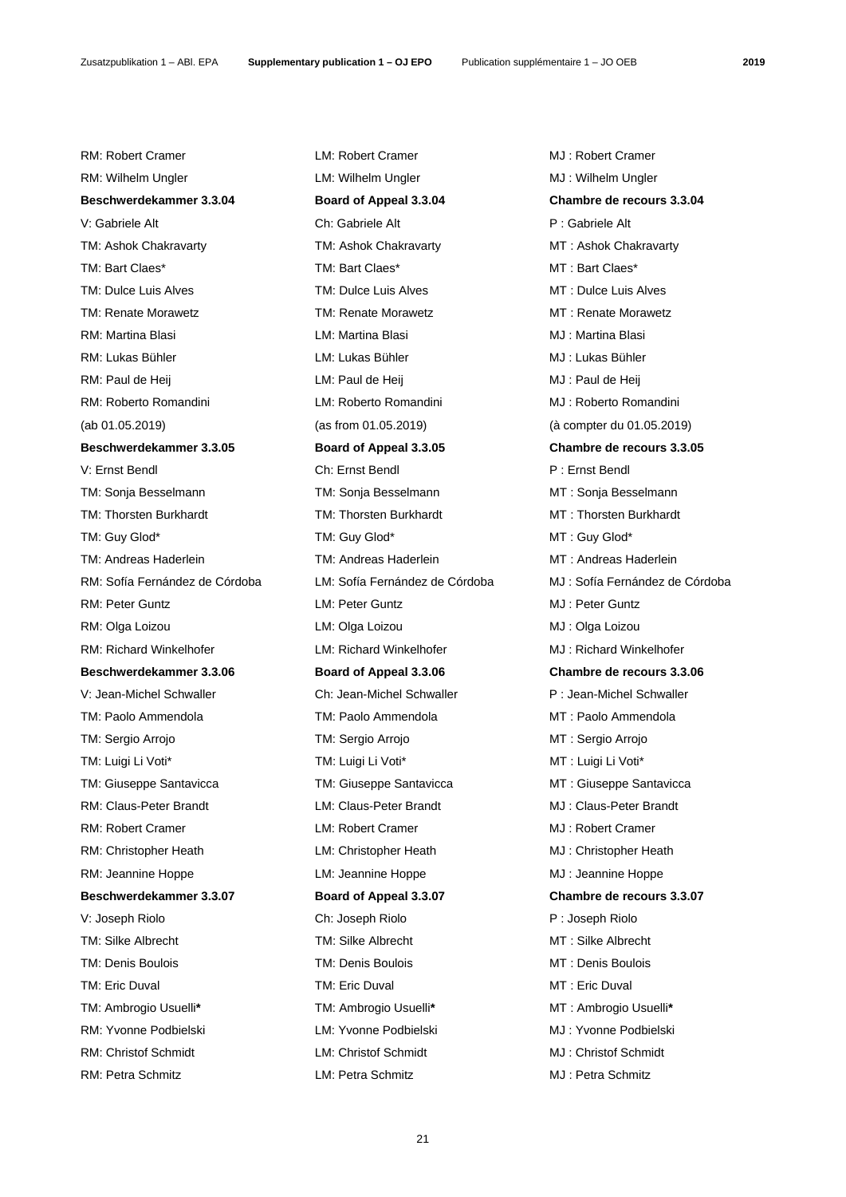| | | |
|---|---|---|
| RM: Robert Cramer | LM: Robert Cramer | MJ : Robert Cramer |
| RM: Wilhelm Ungler | LM: Wilhelm Ungler | MJ : Wilhelm Ungler |
| **Beschwerdekammer 3.3.04** | **Board of Appeal 3.3.04** | **Chambre de recours 3.3.04** |
| V: Gabriele Alt | Ch: Gabriele Alt | P : Gabriele Alt |
| TM: Ashok Chakravarty | TM: Ashok Chakravarty | MT : Ashok Chakravarty |
| TM: Bart Claes* | TM: Bart Claes* | MT : Bart Claes* |
| TM: Dulce Luis Alves | TM: Dulce Luis Alves | MT : Dulce Luis Alves |
| TM: Renate Morawetz | TM: Renate Morawetz | MT : Renate Morawetz |
| RM: Martina Blasi | LM: Martina Blasi | MJ : Martina Blasi |
| RM: Lukas Bühler | LM: Lukas Bühler | MJ : Lukas Bühler |
| RM: Paul de Heij | LM: Paul de Heij | MJ : Paul de Heij |
| RM: Roberto Romandini | LM: Roberto Romandini | MJ : Roberto Romandini |
| (ab 01.05.2019) | (as from 01.05.2019) | (à compter du 01.05.2019) |
| **Beschwerdekammer 3.3.05** | **Board of Appeal 3.3.05** | **Chambre de recours 3.3.05** |
| V: Ernst Bendl | Ch: Ernst Bendl | P : Ernst Bendl |
| TM: Sonja Besselmann | TM: Sonja Besselmann | MT : Sonja Besselmann |
| TM: Thorsten Burkhardt | TM: Thorsten Burkhardt | MT : Thorsten Burkhardt |
| TM: Guy Glod* | TM: Guy Glod* | MT : Guy Glod* |
| TM: Andreas Haderlein | TM: Andreas Haderlein | MT : Andreas Haderlein |
| RM: Sofía Fernández de Córdoba | LM: Sofía Fernández de Córdoba | MJ : Sofía Fernández de Córdoba |
| RM: Peter Guntz | LM: Peter Guntz | MJ : Peter Guntz |
| RM: Olga Loizou | LM: Olga Loizou | MJ : Olga Loizou |
| RM: Richard Winkelhofer | LM: Richard Winkelhofer | MJ : Richard Winkelhofer |
| **Beschwerdekammer 3.3.06** | **Board of Appeal 3.3.06** | **Chambre de recours 3.3.06** |
| V: Jean-Michel Schwaller | Ch: Jean-Michel Schwaller | P : Jean-Michel Schwaller |
| TM: Paolo Ammendola | TM: Paolo Ammendola | MT : Paolo Ammendola |
| TM: Sergio Arrojo | TM: Sergio Arrojo | MT : Sergio Arrojo |
| TM: Luigi Li Voti* | TM: Luigi Li Voti* | MT : Luigi Li Voti* |
| TM: Giuseppe Santavicca | TM: Giuseppe Santavicca | MT : Giuseppe Santavicca |
| RM: Claus-Peter Brandt | LM: Claus-Peter Brandt | MJ : Claus-Peter Brandt |
| RM: Robert Cramer | LM: Robert Cramer | MJ : Robert Cramer |
| RM: Christopher Heath | LM: Christopher Heath | MJ : Christopher Heath |
| RM: Jeannine Hoppe | LM: Jeannine Hoppe | MJ : Jeannine Hoppe |
| **Beschwerdekammer 3.3.07** | **Board of Appeal 3.3.07** | **Chambre de recours 3.3.07** |
| V: Joseph Riolo | Ch: Joseph Riolo | P : Joseph Riolo |
| TM: Silke Albrecht | TM: Silke Albrecht | MT : Silke Albrecht |
| TM: Denis Boulois | TM: Denis Boulois | MT : Denis Boulois |
| TM: Eric Duval | TM: Eric Duval | MT : Eric Duval |
| TM: Ambrogio Usuelli* | TM: Ambrogio Usuelli* | MT : Ambrogio Usuelli* |
| RM: Yvonne Podbielski | LM: Yvonne Podbielski | MJ : Yvonne Podbielski |
| RM: Christof Schmidt | LM: Christof Schmidt | MJ : Christof Schmidt |
| RM: Petra Schmitz | LM: Petra Schmitz | MJ : Petra Schmitz |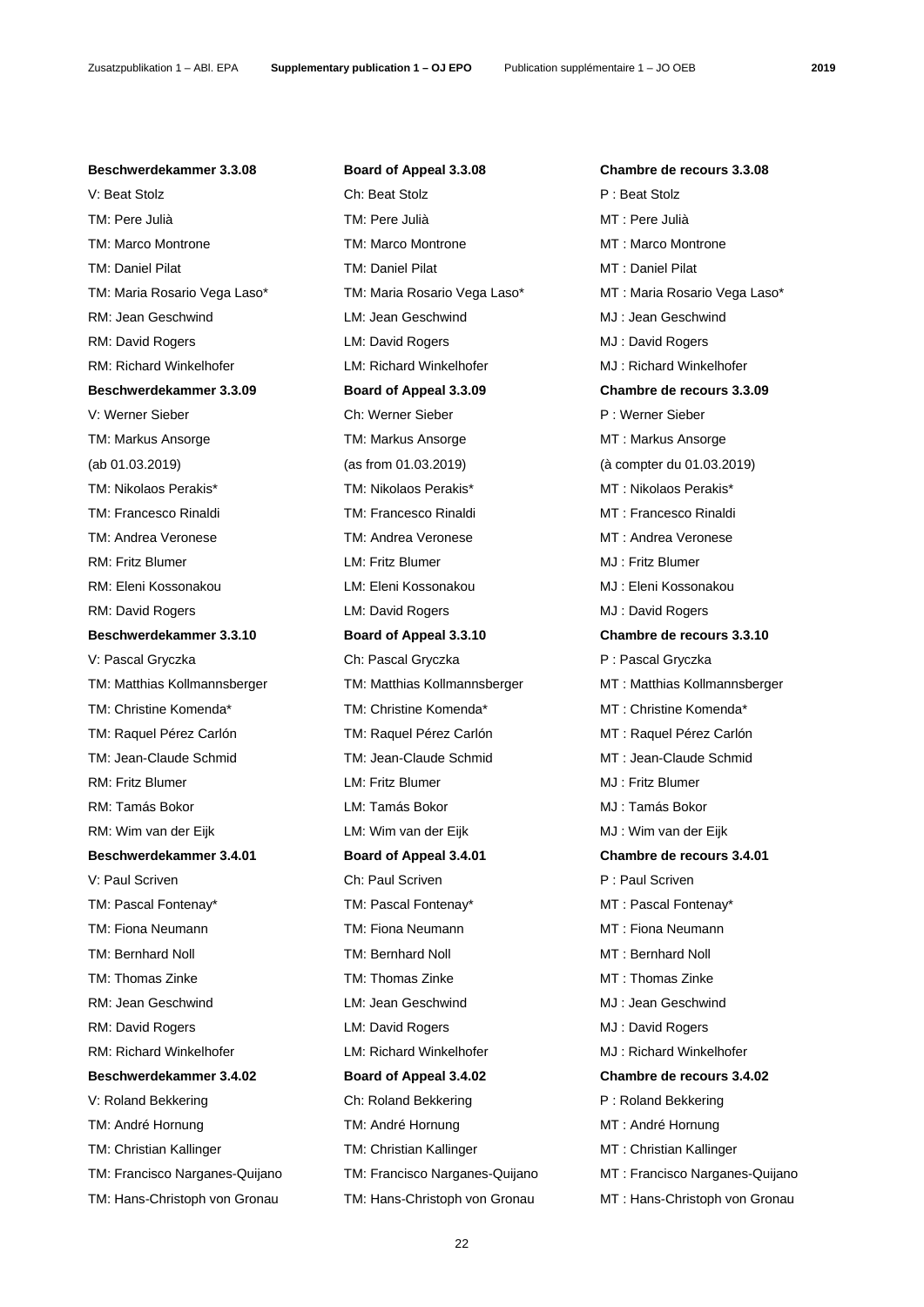| **Beschwerdekammer 3.3.08** | **Board of Appeal 3.3.08** | **Chambre de recours 3.3.08** |
|---|---|---|
| V: Beat Stolz | Ch: Beat Stolz | P : Beat Stolz |
| TM: Pere Julià | TM: Pere Julià | MT : Pere Julià |
| TM: Marco Montrone | TM: Marco Montrone | MT : Marco Montrone |
| TM: Daniel Pilat | TM: Daniel Pilat | MT : Daniel Pilat |
| TM: Maria Rosario Vega Laso* | TM: Maria Rosario Vega Laso* | MT : Maria Rosario Vega Laso* |
| RM: Jean Geschwind | LM: Jean Geschwind | MJ : Jean Geschwind |
| RM: David Rogers | LM: David Rogers | MJ : David Rogers |
| RM: Richard Winkelhofer | LM: Richard Winkelhofer | MJ : Richard Winkelhofer |
| **Beschwerdekammer 3.3.09** | **Board of Appeal 3.3.09** | **Chambre de recours 3.3.09** |
| V: Werner Sieber | Ch: Werner Sieber | P : Werner Sieber |
| TM: Markus Ansorge | TM: Markus Ansorge | MT : Markus Ansorge |
| (ab 01.03.2019) | (as from 01.03.2019) | (à compter du 01.03.2019) |
| TM: Nikolaos Perakis* | TM: Nikolaos Perakis* | MT : Nikolaos Perakis* |
| TM: Francesco Rinaldi | TM: Francesco Rinaldi | MT : Francesco Rinaldi |
| TM: Andrea Veronese | TM: Andrea Veronese | MT : Andrea Veronese |
| RM: Fritz Blumer | LM: Fritz Blumer | MJ : Fritz Blumer |
| RM: Eleni Kossonakou | LM: Eleni Kossonakou | MJ : Eleni Kossonakou |
| RM: David Rogers | LM: David Rogers | MJ : David Rogers |
| **Beschwerdekammer 3.3.10** | **Board of Appeal 3.3.10** | **Chambre de recours 3.3.10** |
| V: Pascal Gryczka | Ch: Pascal Gryczka | P : Pascal Gryczka |
| TM: Matthias Kollmannsberger | TM: Matthias Kollmannsberger | MT : Matthias Kollmannsberger |
| TM: Christine Komenda* | TM: Christine Komenda* | MT : Christine Komenda* |
| TM: Raquel Pérez Carlón | TM: Raquel Pérez Carlón | MT : Raquel Pérez Carlón |
| TM: Jean-Claude Schmid | TM: Jean-Claude Schmid | MT : Jean-Claude Schmid |
| RM: Fritz Blumer | LM: Fritz Blumer | MJ : Fritz Blumer |
| RM: Tamás Bokor | LM: Tamás Bokor | MJ : Tamás Bokor |
| RM: Wim van der Eijk | LM: Wim van der Eijk | MJ : Wim van der Eijk |
| **Beschwerdekammer 3.4.01** | **Board of Appeal 3.4.01** | **Chambre de recours 3.4.01** |
| V: Paul Scriven | Ch: Paul Scriven | P : Paul Scriven |
| TM: Pascal Fontenay* | TM: Pascal Fontenay* | MT : Pascal Fontenay* |
| TM: Fiona Neumann | TM: Fiona Neumann | MT : Fiona Neumann |
| TM: Bernhard Noll | TM: Bernhard Noll | MT : Bernhard Noll |
| TM: Thomas Zinke | TM: Thomas Zinke | MT : Thomas Zinke |
| RM: Jean Geschwind | LM: Jean Geschwind | MJ : Jean Geschwind |
| RM: David Rogers | LM: David Rogers | MJ : David Rogers |
| RM: Richard Winkelhofer | LM: Richard Winkelhofer | MJ : Richard Winkelhofer |
| **Beschwerdekammer 3.4.02** | **Board of Appeal 3.4.02** | **Chambre de recours 3.4.02** |
| V: Roland Bekkering | Ch: Roland Bekkering | P : Roland Bekkering |
| TM: André Hornung | TM: André Hornung | MT : André Hornung |
| TM: Christian Kallinger | TM: Christian Kallinger | MT : Christian Kallinger |
| TM: Francisco Narganes-Quijano | TM: Francisco Narganes-Quijano | MT : Francisco Narganes-Quijano |
| TM: Hans-Christoph von Gronau | TM: Hans-Christoph von Gronau | MT : Hans-Christoph von Gronau |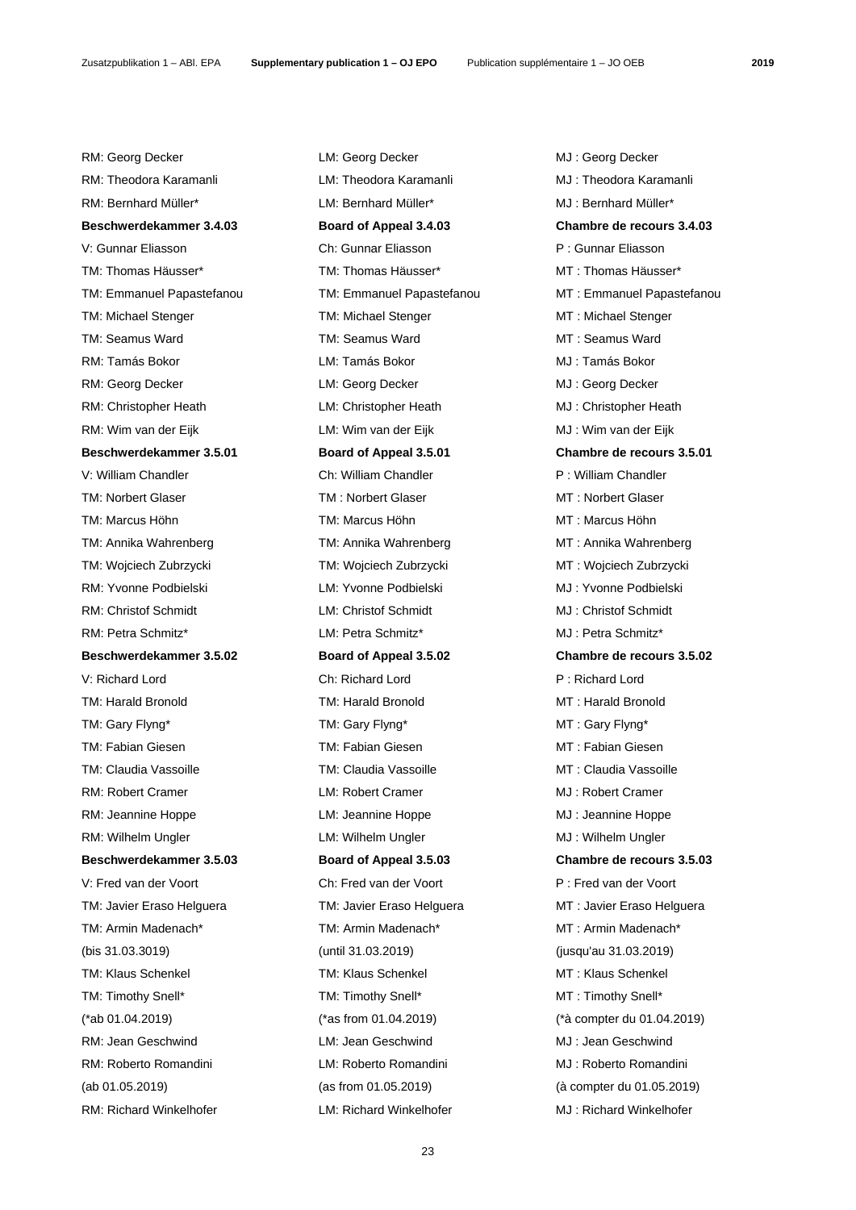| | | |
|---|---|---|
| RM: Georg Decker | LM: Georg Decker | MJ : Georg Decker |
| RM: Theodora Karamanli | LM: Theodora Karamanli | MJ : Theodora Karamanli |
| RM: Bernhard Müller* | LM: Bernhard Müller* | MJ : Bernhard Müller* |
| **Beschwerdekammer 3.4.03** | **Board of Appeal 3.4.03** | **Chambre de recours 3.4.03** |
| V: Gunnar Eliasson | Ch: Gunnar Eliasson | P : Gunnar Eliasson |
| TM: Thomas Häusser* | TM: Thomas Häusser* | MT : Thomas Häusser* |
| TM: Emmanuel Papastefanou | TM: Emmanuel Papastefanou | MT : Emmanuel Papastefanou |
| TM: Michael Stenger | TM: Michael Stenger | MT : Michael Stenger |
| TM: Seamus Ward | TM: Seamus Ward | MT : Seamus Ward |
| RM: Tamás Bokor | LM: Tamás Bokor | MJ : Tamás Bokor |
| RM: Georg Decker | LM: Georg Decker | MJ : Georg Decker |
| RM: Christopher Heath | LM: Christopher Heath | MJ : Christopher Heath |
| RM: Wim van der Eijk | LM: Wim van der Eijk | MJ : Wim van der Eijk |
| **Beschwerdekammer 3.5.01** | **Board of Appeal 3.5.01** | **Chambre de recours 3.5.01** |
| V: William Chandler | Ch: William Chandler | P : William Chandler |
| TM: Norbert Glaser | TM : Norbert Glaser | MT : Norbert Glaser |
| TM: Marcus Höhn | TM: Marcus Höhn | MT : Marcus Höhn |
| TM: Annika Wahrenberg | TM: Annika Wahrenberg | MT : Annika Wahrenberg |
| TM: Wojciech Zubrzycki | TM: Wojciech Zubrzycki | MT : Wojciech Zubrzycki |
| RM: Yvonne Podbielski | LM: Yvonne Podbielski | MJ : Yvonne Podbielski |
| RM: Christof Schmidt | LM: Christof Schmidt | MJ : Christof Schmidt |
| RM: Petra Schmitz* | LM: Petra Schmitz* | MJ : Petra Schmitz* |
| **Beschwerdekammer 3.5.02** | **Board of Appeal 3.5.02** | **Chambre de recours 3.5.02** |
| V: Richard Lord | Ch: Richard Lord | P : Richard Lord |
| TM: Harald Bronold | TM: Harald Bronold | MT : Harald Bronold |
| TM: Gary Flyng* | TM: Gary Flyng* | MT : Gary Flyng* |
| TM: Fabian Giesen | TM: Fabian Giesen | MT : Fabian Giesen |
| TM: Claudia Vassoille | TM: Claudia Vassoille | MT : Claudia Vassoille |
| RM: Robert Cramer | LM: Robert Cramer | MJ : Robert Cramer |
| RM: Jeannine Hoppe | LM: Jeannine Hoppe | MJ : Jeannine Hoppe |
| RM: Wilhelm Ungler | LM: Wilhelm Ungler | MJ : Wilhelm Ungler |
| **Beschwerdekammer 3.5.03** | **Board of Appeal 3.5.03** | **Chambre de recours 3.5.03** |
| V: Fred van der Voort | Ch: Fred van der Voort | P : Fred van der Voort |
| TM: Javier Eraso Helguera | TM: Javier Eraso Helguera | MT : Javier Eraso Helguera |
| TM: Armin Madenach* | TM: Armin Madenach* | MT : Armin Madenach* |
| (bis 31.03.3019) | (until 31.03.2019) | (jusqu'au 31.03.2019) |
| TM: Klaus Schenkel | TM: Klaus Schenkel | MT : Klaus Schenkel |
| TM: Timothy Snell* | TM: Timothy Snell* | MT : Timothy Snell* |
| (*ab 01.04.2019) | (*as from 01.04.2019) | (*à compter du 01.04.2019) |
| RM: Jean Geschwind | LM: Jean Geschwind | MJ : Jean Geschwind |
| RM: Roberto Romandini | LM: Roberto Romandini | MJ : Roberto Romandini |
| (ab 01.05.2019) | (as from 01.05.2019) | (à compter du 01.05.2019) |
| RM: Richard Winkelhofer | LM: Richard Winkelhofer | MJ : Richard Winkelhofer |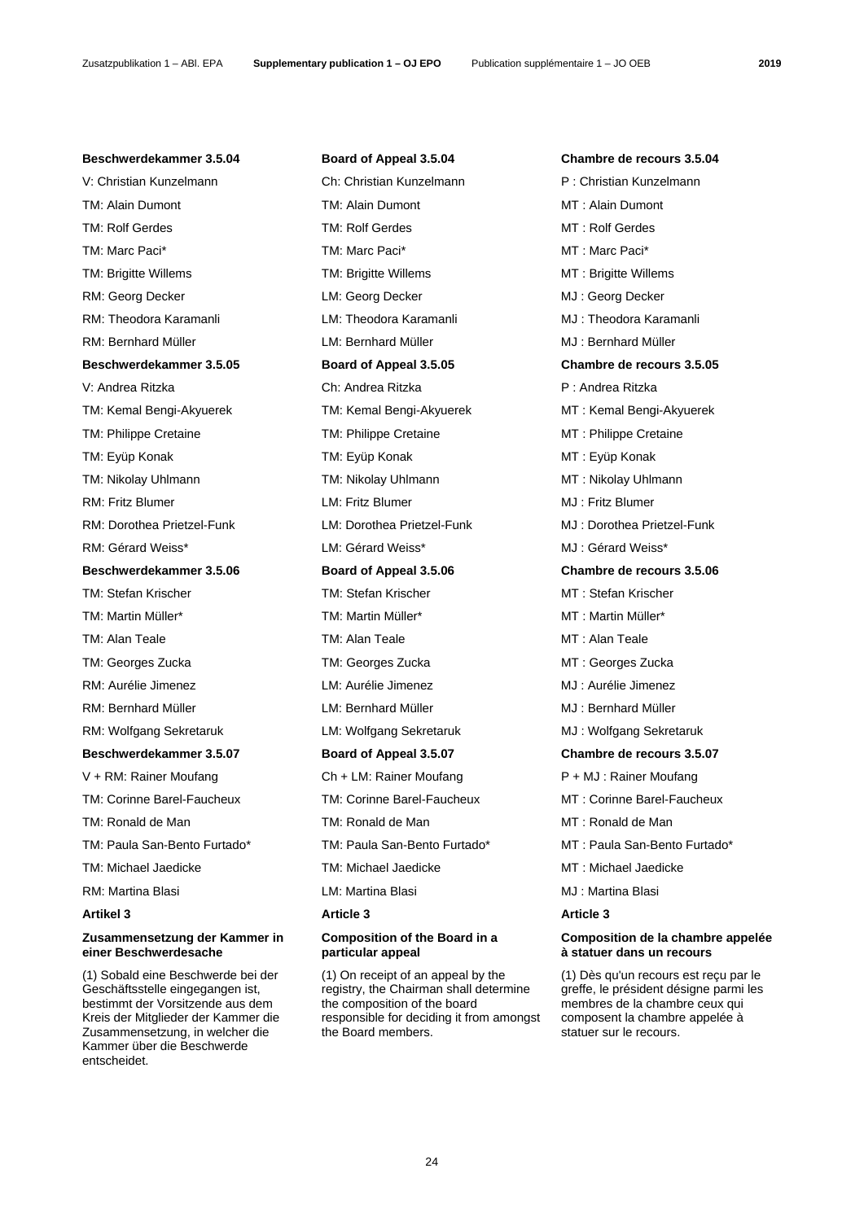**Beschwerdekammer 3.5.04**

V: Christian Kunzelmann

TM: Alain Dumont

TM: Rolf Gerdes

TM: Marc Paci*

TM: Brigitte Willems

RM: Georg Decker

RM: Theodora Karamanli

RM: Bernhard Müller

**Beschwerdekammer 3.5.05**

V: Andrea Ritzka

TM: Kemal Bengi-Akyuerek

TM: Philippe Cretaine

TM: Eyüp Konak

TM: Nikolay Uhlmann

RM: Fritz Blumer

RM: Dorothea Prietzel-Funk

RM: Gérard Weiss*

**Beschwerdekammer 3.5.06**

TM: Stefan Krischer

TM: Martin Müller*

TM: Alan Teale

TM: Georges Zucka

RM: Aurélie Jimenez

RM: Bernhard Müller

RM: Wolfgang Sekretaruk

**Beschwerdekammer 3.5.07**

V + RM: Rainer Moufang

TM: Corinne Barel-Faucheux

TM: Ronald de Man

TM: Paula San-Bento Furtado*

TM: Michael Jaedicke

RM: Martina Blasi

**Artikel 3**

**Zusammensetzung der Kammer in einer Beschwerdesache**

(1) Sobald eine Beschwerde bei der Geschäftsstelle eingegangen ist, bestimmt der Vorsitzende aus dem Kreis der Mitglieder der Kammer die Zusammensetzung, in welcher die Kammer über die Beschwerde entscheidet.

**Board of Appeal 3.5.04**

Ch: Christian Kunzelmann

TM: Alain Dumont

TM: Rolf Gerdes

TM: Marc Paci*

TM: Brigitte Willems

LM: Georg Decker

LM: Theodora Karamanli

LM: Bernhard Müller

**Board of Appeal 3.5.05**

Ch: Andrea Ritzka

TM: Kemal Bengi-Akyuerek

TM: Philippe Cretaine

TM: Eyüp Konak

TM: Nikolay Uhlmann

LM: Fritz Blumer

LM: Dorothea Prietzel-Funk

LM: Gérard Weiss*

**Board of Appeal 3.5.06**

TM: Stefan Krischer

TM: Martin Müller*

TM: Alan Teale

TM: Georges Zucka

LM: Aurélie Jimenez

LM: Bernhard Müller

LM: Wolfgang Sekretaruk

**Board of Appeal 3.5.07**

Ch + LM: Rainer Moufang

TM: Corinne Barel-Faucheux

TM: Ronald de Man

TM: Paula San-Bento Furtado*

TM: Michael Jaedicke

LM: Martina Blasi

**Article 3**

**Composition of the Board in a particular appeal**

(1) On receipt of an appeal by the registry, the Chairman shall determine the composition of the board responsible for deciding it from amongst the Board members.

**Chambre de recours 3.5.04**

P : Christian Kunzelmann

MT : Alain Dumont

MT : Rolf Gerdes

MT : Marc Paci*

MT : Brigitte Willems

MJ : Georg Decker

MJ : Theodora Karamanli

MJ : Bernhard Müller

**Chambre de recours 3.5.05**

P : Andrea Ritzka

MT : Kemal Bengi-Akyuerek

MT : Philippe Cretaine

MT : Eyüp Konak

MT : Nikolay Uhlmann

MJ : Fritz Blumer

MJ : Dorothea Prietzel-Funk

MJ : Gérard Weiss*

**Chambre de recours 3.5.06**

MT : Stefan Krischer

MT : Martin Müller*

MT : Alan Teale

MT : Georges Zucka

MJ : Aurélie Jimenez

MJ : Bernhard Müller

MJ : Wolfgang Sekretaruk

**Chambre de recours 3.5.07**

P + MJ : Rainer Moufang

MT : Corinne Barel-Faucheux

MT : Ronald de Man

MT : Paula San-Bento Furtado*

MT : Michael Jaedicke

MJ : Martina Blasi

**Article 3**

**Composition de la chambre appelée à statuer dans un recours**

(1) Dès qu'un recours est reçu par le greffe, le président désigne parmi les membres de la chambre ceux qui composent la chambre appelée à statuer sur le recours.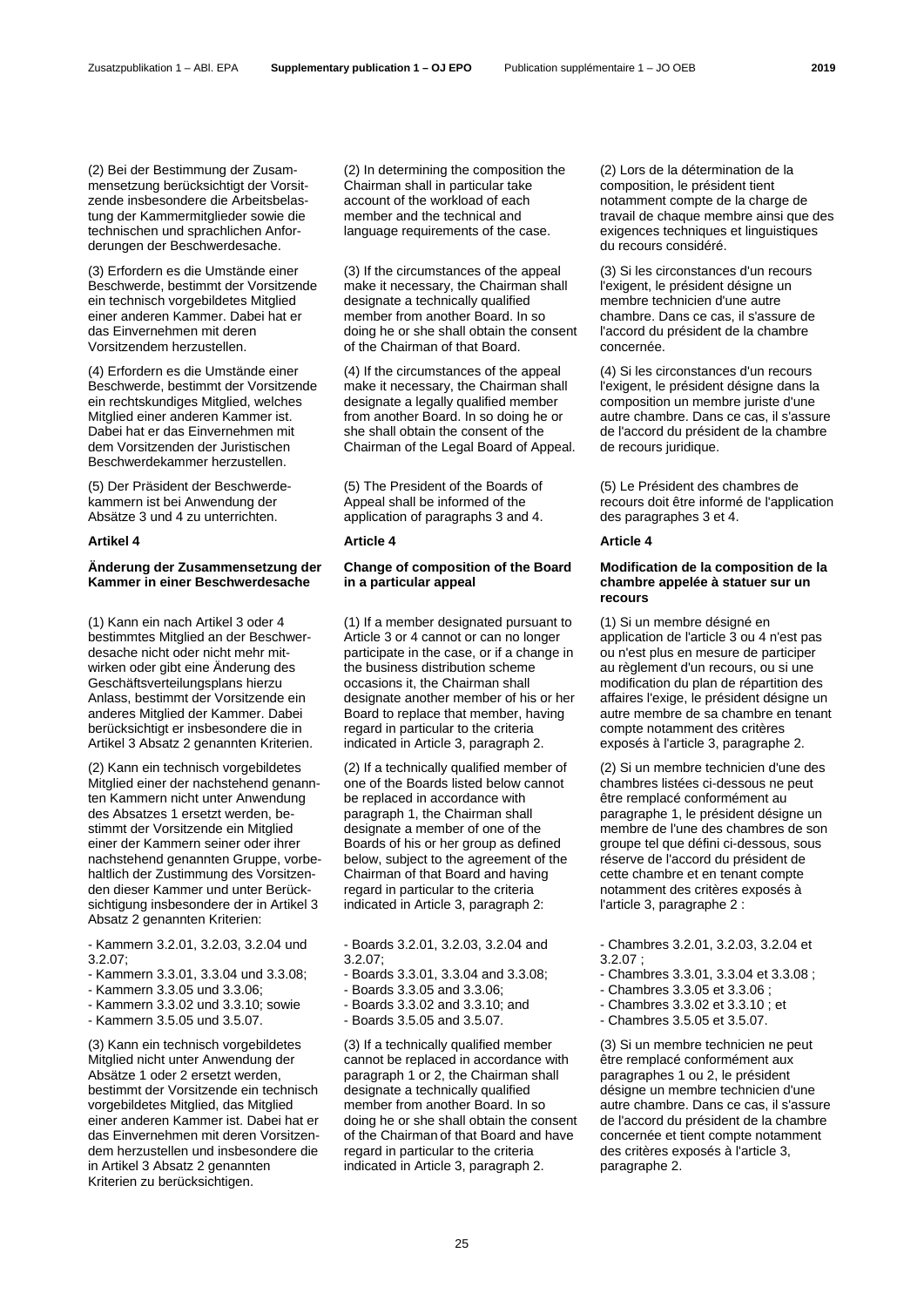(2) Bei der Bestimmung der Zusammensetzung berücksichtigt der Vorsitzende insbesondere die Arbeitsbelastung der Kammermitglieder sowie die technischen und sprachlichen Anforderungen der Beschwerdesache.

(3) Erfordern es die Umstände einer Beschwerde, bestimmt der Vorsitzende ein technisch vorgebildetes Mitglied einer anderen Kammer. Dabei hat er das Einvernehmen mit deren Vorsitzendem herzustellen.

(4) Erfordern es die Umstände einer Beschwerde, bestimmt der Vorsitzende ein rechtskundiges Mitglied, welches Mitglied einer anderen Kammer ist. Dabei hat er das Einvernehmen mit dem Vorsitzenden der Juristischen Beschwerdekammer herzustellen.

(5) Der Präsident der Beschwerdekammern ist bei Anwendung der Absätze 3 und 4 zu unterrichten.

### Artikel 4

### Änderung der Zusammensetzung der Kammer in einer Beschwerdesache

(1) Kann ein nach Artikel 3 oder 4 bestimmtes Mitglied an der Beschwerdesache nicht oder nicht mehr mitwirken oder gibt eine Änderung des Geschäftsverteilungsplans hierzu Anlass, bestimmt der Vorsitzende ein anderes Mitglied der Kammer. Dabei berücksichtigt er insbesondere die in Artikel 3 Absatz 2 genannten Kriterien.

(2) Kann ein technisch vorgebildetes Mitglied einer der nachstehend genannten Kammern nicht unter Anwendung des Absatzes 1 ersetzt werden, bestimmt der Vorsitzende ein Mitglied einer der Kammern seiner oder ihrer nachstehend genannten Gruppe, vorbehaltlich der Zustimmung des Vorsitzenden dieser Kammer und unter Berücksichtigung insbesondere der in Artikel 3 Absatz 2 genannten Kriterien:

- Kammern 3.2.01, 3.2.03, 3.2.04 und 3.2.07;
- Kammern 3.3.01, 3.3.04 und 3.3.08;
- Kammern 3.3.05 und 3.3.06;
- Kammern 3.3.02 und 3.3.10; sowie
- Kammern 3.5.05 und 3.5.07.

(3) Kann ein technisch vorgebildetes Mitglied nicht unter Anwendung der Absätze 1 oder 2 ersetzt werden, bestimmt der Vorsitzende ein technisch vorgebildetes Mitglied, das Mitglied einer anderen Kammer ist. Dabei hat er das Einvernehmen mit deren Vorsitzendem herzustellen und insbesondere die in Artikel 3 Absatz 2 genannten Kriterien zu berücksichtigen.

(2) In determining the composition the Chairman shall in particular take account of the workload of each member and the technical and language requirements of the case.

(3) If the circumstances of the appeal make it necessary, the Chairman shall designate a technically qualified member from another Board. In so doing he or she shall obtain the consent of the Chairman of that Board.

(4) If the circumstances of the appeal make it necessary, the Chairman shall designate a legally qualified member from another Board. In so doing he or she shall obtain the consent of the Chairman of the Legal Board of Appeal.

(5) The President of the Boards of Appeal shall be informed of the application of paragraphs 3 and 4.

### Article 4

### Change of composition of the Board in a particular appeal

(1) If a member designated pursuant to Article 3 or 4 cannot or can no longer participate in the case, or if a change in the business distribution scheme occasions it, the Chairman shall designate another member of his or her Board to replace that member, having regard in particular to the criteria indicated in Article 3, paragraph 2.

(2) If a technically qualified member of one of the Boards listed below cannot be replaced in accordance with paragraph 1, the Chairman shall designate a member of one of the Boards of his or her group as defined below, subject to the agreement of the Chairman of that Board and having regard in particular to the criteria indicated in Article 3, paragraph 2:

- Boards 3.2.01, 3.2.03, 3.2.04 and 3.2.07;
- Boards 3.3.01, 3.3.04 and 3.3.08;
- Boards 3.3.05 and 3.3.06;
- Boards 3.3.02 and 3.3.10; and
- Boards 3.5.05 and 3.5.07.

(3) If a technically qualified member cannot be replaced in accordance with paragraph 1 or 2, the Chairman shall designate a technically qualified member from another Board. In so doing he or she shall obtain the consent of the Chairman of that Board and have regard in particular to the criteria indicated in Article 3, paragraph 2.

(2) Lors de la détermination de la composition, le président tient notamment compte de la charge de travail de chaque membre ainsi que des exigences techniques et linguistiques du recours considéré.

(3) Si les circonstances d'un recours l'exigent, le président désigne un membre technicien d'une autre chambre. Dans ce cas, il s'assure de l'accord du président de la chambre concernée.

(4) Si les circonstances d'un recours l'exigent, le président désigne dans la composition un membre juriste d'une autre chambre. Dans ce cas, il s'assure de l'accord du président de la chambre de recours juridique.

(5) Le Président des chambres de recours doit être informé de l'application des paragraphes 3 et 4.

### Article 4

### Modification de la composition de la chambre appelée à statuer sur un recours

(1) Si un membre désigné en application de l'article 3 ou 4 n'est pas ou n'est plus en mesure de participer au règlement d'un recours, ou si une modification du plan de répartition des affaires l'exige, le président désigne un autre membre de sa chambre en tenant compte notamment des critères exposés à l'article 3, paragraphe 2.

(2) Si un membre technicien d'une des chambres listées ci-dessous ne peut être remplacé conformément au paragraphe 1, le président désigne un membre de l'une des chambres de son groupe tel que défini ci-dessous, sous réserve de l'accord du président de cette chambre et en tenant compte notamment des critères exposés à l'article 3, paragraphe 2 :

- Chambres 3.2.01, 3.2.03, 3.2.04 et 3.2.07 ;
- Chambres 3.3.01, 3.3.04 et 3.3.08 ;
- Chambres 3.3.05 et 3.3.06 ;
- Chambres 3.3.02 et 3.3.10 ; et
- Chambres 3.5.05 et 3.5.07.

(3) Si un membre technicien ne peut être remplacé conformément aux paragraphes 1 ou 2, le président désigne un membre technicien d'une autre chambre. Dans ce cas, il s'assure de l'accord du président de la chambre concernée et tient compte notamment des critères exposés à l'article 3, paragraphe 2.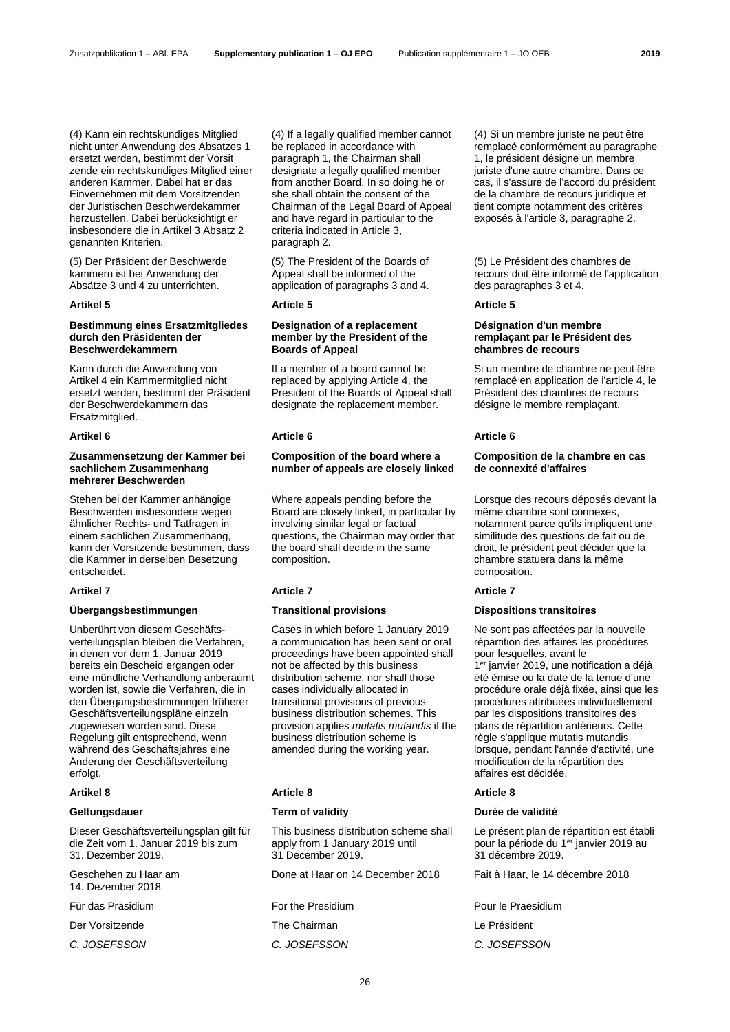(4) Kann ein rechtskundiges Mitglied nicht unter Anwendung des Absatzes 1 ersetzt werden, bestimmt der Vorsitzende ein rechtskundiges Mitglied einer anderen Kammer. Dabei hat er das Einvernehmen mit dem Vorsitzenden der Juristischen Beschwerdekammer herzustellen. Dabei berücksichtigt er insbesondere die in Artikel 3 Absatz 2 genannten Kriterien.

(5) Der Präsident der Beschwerdekammern ist bei Anwendung der Absätze 3 und 4 zu unterrichten.

**Artikel 5**

**Bestimmung eines Ersatzmitgliedes durch den Präsidenten der Beschwerdekammern**

Kann durch die Anwendung von Artikel 4 ein Kammermitglied nicht ersetzt werden, bestimmt der Präsident der Beschwerdekammern das Ersatzmitglied.

**Artikel 6**

**Zusammensetzung der Kammer bei sachlichem Zusammenhang mehrerer Beschwerden**

Stehen bei der Kammer anhängige Beschwerden insbesondere wegen ähnlicher Rechts- und Tatfragen in einem sachlichen Zusammenhang, kann der Vorsitzende bestimmen, dass die Kammer in derselben Besetzung entscheidet.

**Artikel 7**

**Übergangsbestimmungen**

Unberührt von diesem Geschäftsverteilungsplan bleiben die Verfahren, in denen vor dem 1. Januar 2019 bereits ein Bescheid ergangen oder eine mündliche Verhandlung anberaumt worden ist, sowie die Verfahren, die in den Übergangsbestimmungen früherer Geschäftsverteilungspläne einzeln zugewiesen worden sind. Diese Regelung gilt entsprechend, wenn während des Geschäftsjahres eine Änderung der Geschäftsverteilung erfolgt.

**Artikel 8**

**Geltungsdauer**

Dieser Geschäftsverteilungsplan gilt für die Zeit vom 1. Januar 2019 bis zum 31. Dezember 2019.

Geschehen zu Haar am 14. Dezember 2018

Für das Präsidium

Der Vorsitzende

*C. JOSEFSSON*

(4) If a legally qualified member cannot be replaced in accordance with paragraph 1, the Chairman shall designate a legally qualified member from another Board. In so doing he or she shall obtain the consent of the Chairman of the Legal Board of Appeal and have regard in particular to the criteria indicated in Article 3, paragraph 2.

(5) The President of the Boards of Appeal shall be informed of the application of paragraphs 3 and 4.

**Article 5**

**Designation of a replacement member by the President of the Boards of Appeal**

If a member of a board cannot be replaced by applying Article 4, the President of the Boards of Appeal shall designate the replacement member.

**Article 6**

**Composition of the board where a number of appeals are closely linked**

Where appeals pending before the Board are closely linked, in particular by involving similar legal or factual questions, the Chairman may order that the board shall decide in the same composition.

**Article 7**

**Transitional provisions**

Cases in which before 1 January 2019 a communication has been sent or oral proceedings have been appointed shall not be affected by this business distribution scheme, nor shall those cases individually allocated in transitional provisions of previous business distribution schemes. This provision applies *mutatis mutandis* if the business distribution scheme is amended during the working year.

**Article 8**

**Term of validity**

This business distribution scheme shall apply from 1 January 2019 until 31 December 2019.

Done at Haar on 14 December 2018

For the Presidium

The Chairman

*C. JOSEFSSON*

(4) Si un membre juriste ne peut être remplacé conformément au paragraphe 1, le président désigne un membre juriste d'une autre chambre. Dans ce cas, il s'assure de l'accord du président de la chambre de recours juridique et tient compte notamment des critères exposés à l'article 3, paragraphe 2.

(5) Le Président des chambres de recours doit être informé de l'application des paragraphes 3 et 4.

**Article 5**

**Désignation d'un membre remplaçant par le Président des chambres de recours**

Si un membre de chambre ne peut être remplacé en application de l'article 4, le Président des chambres de recours désigne le membre remplaçant.

**Article 6**

**Composition de la chambre en cas de connexité d'affaires**

Lorsque des recours déposés devant la même chambre sont connexes, notamment parce qu'ils impliquent une similitude des questions de fait ou de droit, le président peut décider que la chambre statuera dans la même composition.

**Article 7**

**Dispositions transitoires**

Ne sont pas affectées par la nouvelle répartition des affaires les procédures pour lesquelles, avant le 1er janvier 2019, une notification a déjà été émise ou la date de la tenue d'une procédure orale déjà fixée, ainsi que les procédures attribuées individuellement par les dispositions transitoires des plans de répartition antérieurs. Cette règle s'applique mutatis mutandis lorsque, pendant l'année d'activité, une modification de la répartition des affaires est décidée.

**Article 8**

**Durée de validité**

Le présent plan de répartition est établi pour la période du 1er janvier 2019 au 31 décembre 2019.

Fait à Haar, le 14 décembre 2018

Pour le Praesidium

Le Président

*C. JOSEFSSON*